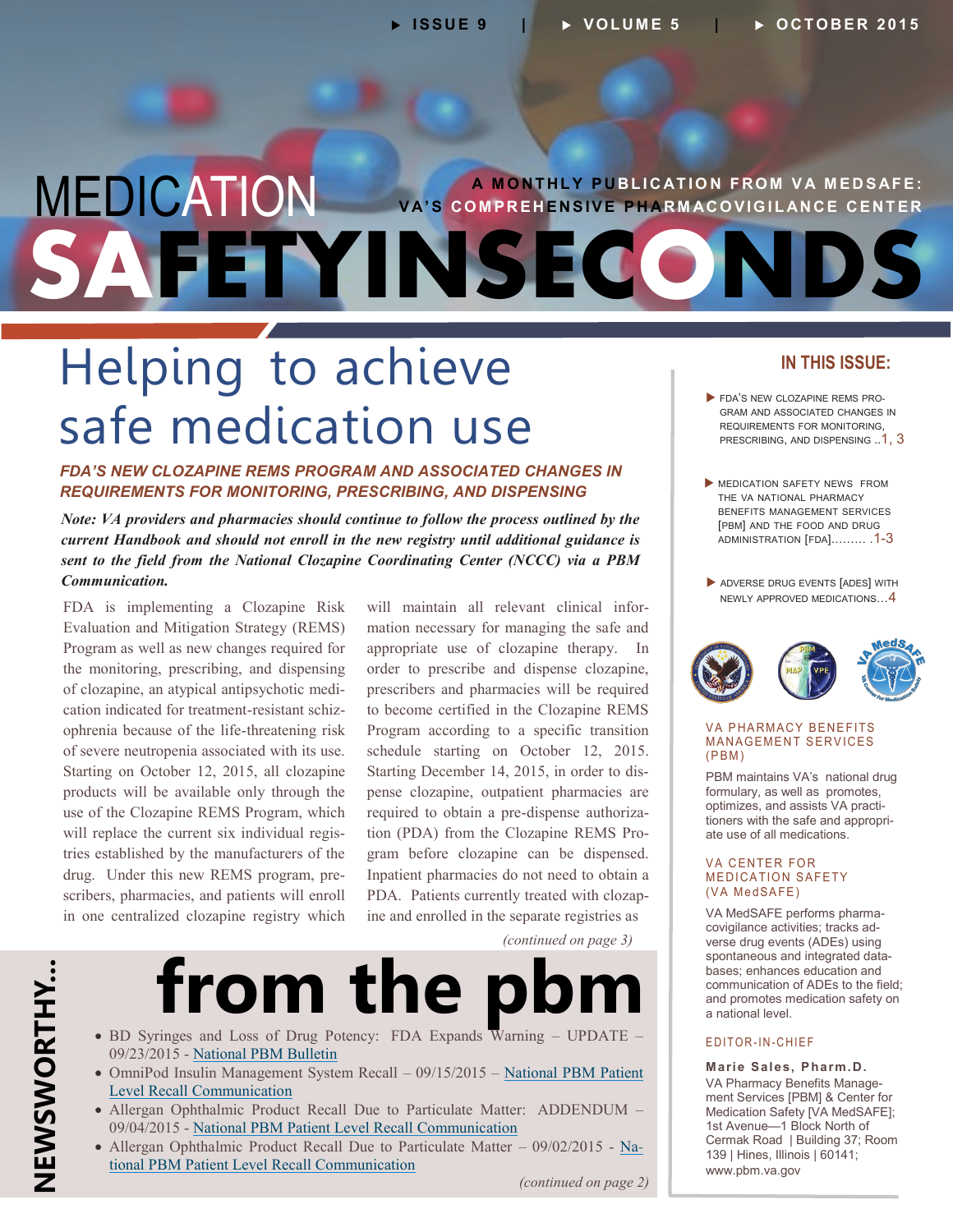# MEDICATION SAFETY IN SECONDS

A MONTHLY PUBLICATION FROM VA MEDSAFE: VA'S COMPREHENSIVE PHARMACOVIGILANCE CENTER

## Helping to achieve safe medication use

### *FDA'S NEW CLOZAPINE REMS PROGRAM AND ASSOCIATED CHANGES IN REQUIREMENTS FOR MONITORING, PRESCRIBING, AND DISPENSING*

***Note: VA providers and pharmacies should continue to follow the process outlined by the current Handbook and should not enroll in the new registry until additional guidance is sent to the field from the National Clozapine Coordinating Center (NCCC) via a PBM Communication.***

FDA is implementing a Clozapine Risk Evaluation and Mitigation Strategy (REMS) Program as well as new changes required for the monitoring, prescribing, and dispensing of clozapine, an atypical antipsychotic medication indicated for treatment-resistant schizophrenia because of the life-threatening risk of severe neutropenia associated with its use. Starting on October 12, 2015, all clozapine products will be available only through the use of the Clozapine REMS Program, which will replace the current six individual registries established by the manufacturers of the drug. Under this new REMS program, prescribers, pharmacies, and patients will enroll in one centralized clozapine registry which will maintain all relevant clinical information necessary for managing the safe and appropriate use of clozapine therapy. In order to prescribe and dispense clozapine, prescribers and pharmacies will be required to become certified in the Clozapine REMS Program according to a specific transition schedule starting on October 12, 2015. Starting December 14, 2015, in order to dispense clozapine, outpatient pharmacies are required to obtain a pre-dispense authorization (PDA) from the Clozapine REMS Program before clozapine can be dispensed. Inpatient pharmacies do not need to obtain a PDA. Patients currently treated with clozapine and enrolled in the separate registries as

*(continued on page 3)*

## NEWSWORTHY... from the pbm

- BD Syringes and Loss of Drug Potency: FDA Expands Warning – UPDATE – 09/23/2015 - National PBM Bulletin
- OmniPod Insulin Management System Recall – 09/15/2015 – National PBM Patient Level Recall Communication
- Allergan Ophthalmic Product Recall Due to Particulate Matter: ADDENDUM – 09/04/2015 - National PBM Patient Level Recall Communication
- Allergan Ophthalmic Product Recall Due to Particulate Matter – 09/02/2015 - National PBM Patient Level Recall Communication

*(continued on page 2)*

### IN THIS ISSUE:

- FDA'S NEW CLOZAPINE REMS PROGRAM AND ASSOCIATED CHANGES IN REQUIREMENTS FOR MONITORING, PRESCRIBING, AND DISPENSING ..1, 3
- MEDICATION SAFETY NEWS FROM THE VA NATIONAL PHARMACY BENEFITS MANAGEMENT SERVICES [PBM] AND THE FOOD AND DRUG ADMINISTRATION [FDA]......... .1-3
- ADVERSE DRUG EVENTS [ADES] WITH NEWLY APPROVED MEDICATIONS…4

### VA PHARMACY BENEFITS MANAGEMENT SERVICES (PBM)

PBM maintains VA's national drug formulary, as well as promotes, optimizes, and assists VA practitioners with the safe and appropriate use of all medications.

### VA CENTER FOR MEDICATION SAFETY (VA MedSAFE)

VA MedSAFE performs pharmacovigilance activities; tracks adverse drug events (ADEs) using spontaneous and integrated databases; enhances education and communication of ADEs to the field; and promotes medication safety on a national level.

### EDITOR-IN-CHIEF

**Marie Sales, Pharm.D.**
VA Pharmacy Benefits Management Services [PBM] & Center for Medication Safety [VA MedSAFE]; 1st Avenue—1 Block North of Cermak Road | Building 37; Room 139 | Hines, Illinois | 60141; www.pbm.va.gov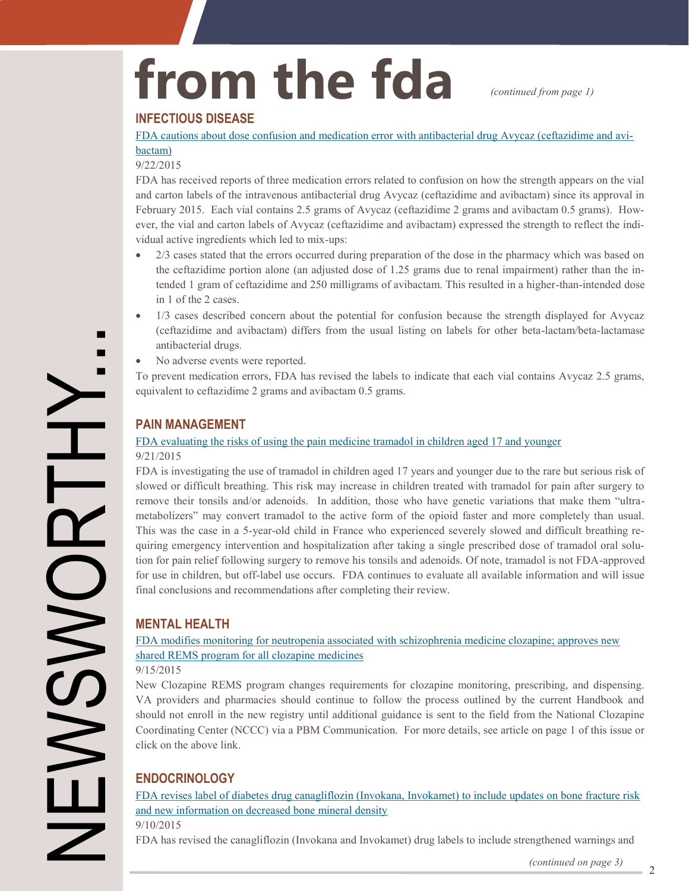# from the fda

*(continued from page 1)*

## INFECTIOUS DISEASE

FDA cautions about dose confusion and medication error with antibacterial drug Avycaz (ceftazidime and avibactam)

9/22/2015

FDA has received reports of three medication errors related to confusion on how the strength appears on the vial and carton labels of the intravenous antibacterial drug Avycaz (ceftazidime and avibactam) since its approval in February 2015. Each vial contains 2.5 grams of Avycaz (ceftazidime 2 grams and avibactam 0.5 grams). However, the vial and carton labels of Avycaz (ceftazidime and avibactam) expressed the strength to reflect the individual active ingredients which led to mix-ups:

- 2/3 cases stated that the errors occurred during preparation of the dose in the pharmacy which was based on the ceftazidime portion alone (an adjusted dose of 1.25 grams due to renal impairment) rather than the intended 1 gram of ceftazidime and 250 milligrams of avibactam. This resulted in a higher-than-intended dose in 1 of the 2 cases.
- 1/3 cases described concern about the potential for confusion because the strength displayed for Avycaz (ceftazidime and avibactam) differs from the usual listing on labels for other beta-lactam/beta-lactamase antibacterial drugs.
- No adverse events were reported.

To prevent medication errors, FDA has revised the labels to indicate that each vial contains Avycaz 2.5 grams, equivalent to ceftazidime 2 grams and avibactam 0.5 grams.

## PAIN MANAGEMENT

FDA evaluating the risks of using the pain medicine tramadol in children aged 17 and younger

9/21/2015

FDA is investigating the use of tramadol in children aged 17 years and younger due to the rare but serious risk of slowed or difficult breathing. This risk may increase in children treated with tramadol for pain after surgery to remove their tonsils and/or adenoids. In addition, those who have genetic variations that make them "ultra-metabolizers" may convert tramadol to the active form of the opioid faster and more completely than usual. This was the case in a 5-year-old child in France who experienced severely slowed and difficult breathing requiring emergency intervention and hospitalization after taking a single prescribed dose of tramadol oral solution for pain relief following surgery to remove his tonsils and adenoids. Of note, tramadol is not FDA-approved for use in children, but off-label use occurs. FDA continues to evaluate all available information and will issue final conclusions and recommendations after completing their review.

## MENTAL HEALTH

FDA modifies monitoring for neutropenia associated with schizophrenia medicine clozapine; approves new shared REMS program for all clozapine medicines

9/15/2015

New Clozapine REMS program changes requirements for clozapine monitoring, prescribing, and dispensing. VA providers and pharmacies should continue to follow the process outlined by the current Handbook and should not enroll in the new registry until additional guidance is sent to the field from the National Clozapine Coordinating Center (NCCC) via a PBM Communication. For more details, see article on page 1 of this issue or click on the above link.

## ENDOCRINOLOGY

FDA revises label of diabetes drug canagliflozin (Invokana, Invokamet) to include updates on bone fracture risk and new information on decreased bone mineral density

9/10/2015

FDA has revised the canagliflozin (Invokana and Invokamet) drug labels to include strengthened warnings and

*(continued on page 3)*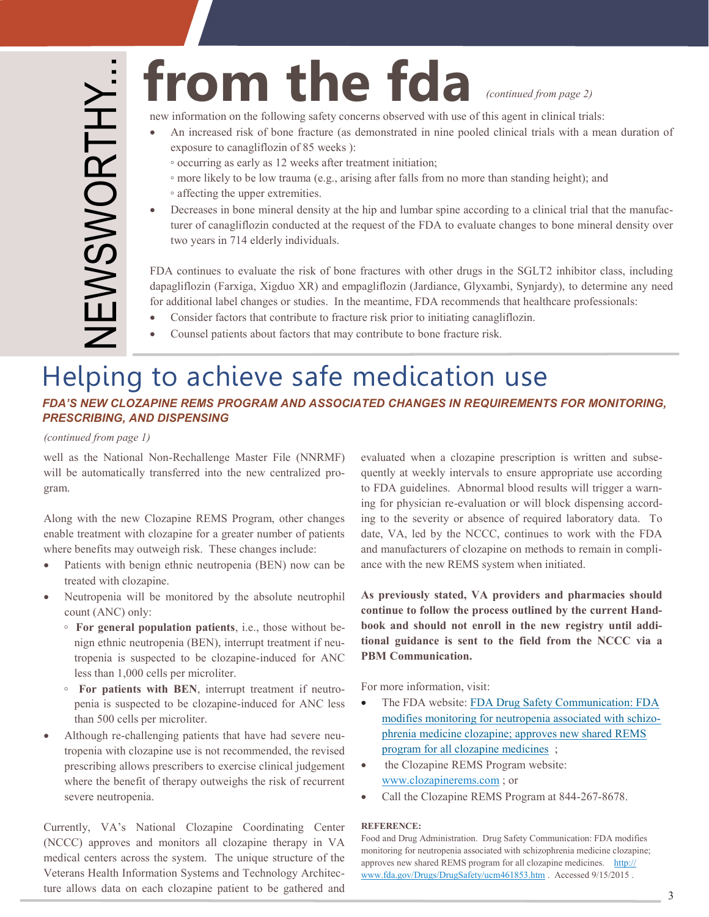# NEWSWORTHY… from the fda

*(continued from page 2)*

new information on the following safety concerns observed with use of this agent in clinical trials:

- An increased risk of bone fracture (as demonstrated in nine pooled clinical trials with a mean duration of exposure to canagliflozin of 85 weeks ):
  - occurring as early as 12 weeks after treatment initiation;
  - more likely to be low trauma (e.g., arising after falls from no more than standing height); and
  - affecting the upper extremities.
- Decreases in bone mineral density at the hip and lumbar spine according to a clinical trial that the manufacturer of canagliflozin conducted at the request of the FDA to evaluate changes to bone mineral density over two years in 714 elderly individuals.

FDA continues to evaluate the risk of bone fractures with other drugs in the SGLT2 inhibitor class, including dapagliflozin (Farxiga, Xigduo XR) and empagliflozin (Jardiance, Glyxambi, Synjardy), to determine any need for additional label changes or studies. In the meantime, FDA recommends that healthcare professionals:

- Consider factors that contribute to fracture risk prior to initiating canagliflozin.
- Counsel patients about factors that may contribute to bone fracture risk.

# Helping to achieve safe medication use

## *FDA'S NEW CLOZAPINE REMS PROGRAM AND ASSOCIATED CHANGES IN REQUIREMENTS FOR MONITORING, PRESCRIBING, AND DISPENSING*

*(continued from page 1)*

well as the National Non-Rechallenge Master File (NNRMF) will be automatically transferred into the new centralized program.

Along with the new Clozapine REMS Program, other changes enable treatment with clozapine for a greater number of patients where benefits may outweigh risk. These changes include:

- Patients with benign ethnic neutropenia (BEN) now can be treated with clozapine.
- Neutropenia will be monitored by the absolute neutrophil count (ANC) only:
  - **For general population patients**, i.e., those without benign ethnic neutropenia (BEN), interrupt treatment if neutropenia is suspected to be clozapine-induced for ANC less than 1,000 cells per microliter.
  - **For patients with BEN**, interrupt treatment if neutropenia is suspected to be clozapine-induced for ANC less than 500 cells per microliter.
- Although re-challenging patients that have had severe neutropenia with clozapine use is not recommended, the revised prescribing allows prescribers to exercise clinical judgement where the benefit of therapy outweighs the risk of recurrent severe neutropenia.

Currently, VA's National Clozapine Coordinating Center (NCCC) approves and monitors all clozapine therapy in VA medical centers across the system. The unique structure of the Veterans Health Information Systems and Technology Architecture allows data on each clozapine patient to be gathered and evaluated when a clozapine prescription is written and subsequently at weekly intervals to ensure appropriate use according to FDA guidelines. Abnormal blood results will trigger a warning for physician re-evaluation or will block dispensing according to the severity or absence of required laboratory data. To date, VA, led by the NCCC, continues to work with the FDA and manufacturers of clozapine on methods to remain in compliance with the new REMS system when initiated.

**As previously stated, VA providers and pharmacies should continue to follow the process outlined by the current Handbook and should not enroll in the new registry until additional guidance is sent to the field from the NCCC via a PBM Communication.**

For more information, visit:

- The FDA website: FDA Drug Safety Communication: FDA modifies monitoring for neutropenia associated with schizophrenia medicine clozapine; approves new shared REMS program for all clozapine medicines ;
- the Clozapine REMS Program website: www.clozapinerems.com ; or
- Call the Clozapine REMS Program at 844-267-8678.

**REFERENCE:**

Food and Drug Administration. Drug Safety Communication: FDA modifies monitoring for neutropenia associated with schizophrenia medicine clozapine; approves new shared REMS program for all clozapine medicines. http://www.fda.gov/Drugs/DrugSafety/ucm461853.htm . Accessed 9/15/2015 .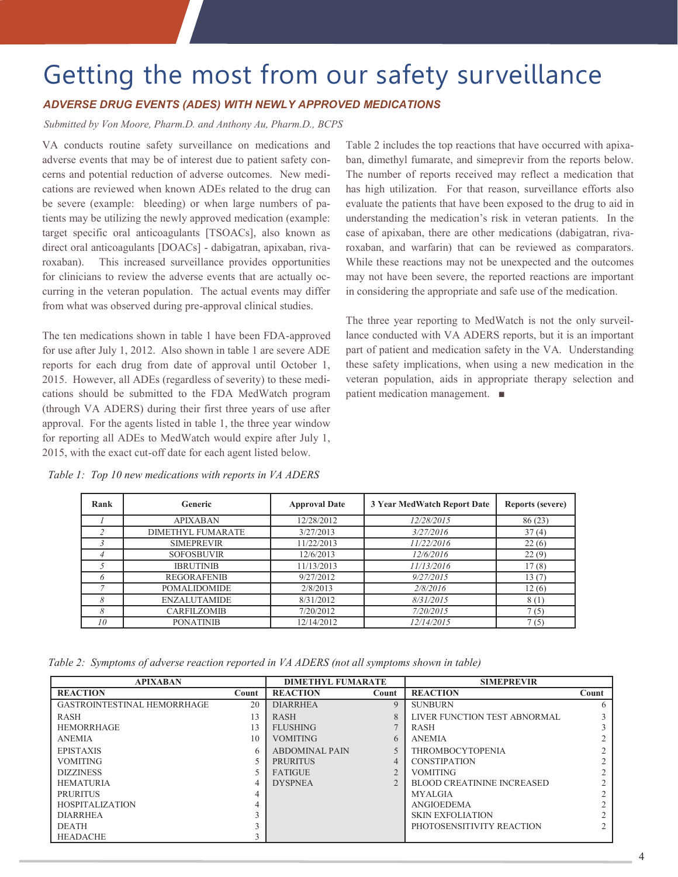# Getting the most from our safety surveillance

***ADVERSE DRUG EVENTS (ADES) WITH NEWLY APPROVED MEDICATIONS***

*Submitted by Von Moore, Pharm.D. and Anthony Au, Pharm.D., BCPS*

VA conducts routine safety surveillance on medications and adverse events that may be of interest due to patient safety concerns and potential reduction of adverse outcomes. New medications are reviewed when known ADEs related to the drug can be severe (example: bleeding) or when large numbers of patients may be utilizing the newly approved medication (example: target specific oral anticoagulants [TSOACs], also known as direct oral anticoagulants [DOACs] - dabigatran, apixaban, rivaroxaban). This increased surveillance provides opportunities for clinicians to review the adverse events that are actually occurring in the veteran population. The actual events may differ from what was observed during pre-approval clinical studies.

The ten medications shown in table 1 have been FDA-approved for use after July 1, 2012. Also shown in table 1 are severe ADE reports for each drug from date of approval until October 1, 2015. However, all ADEs (regardless of severity) to these medications should be submitted to the FDA MedWatch program (through VA ADERS) during their first three years of use after approval. For the agents listed in table 1, the three year window for reporting all ADEs to MedWatch would expire after July 1, 2015, with the exact cut-off date for each agent listed below.

Table 2 includes the top reactions that have occurred with apixaban, dimethyl fumarate, and simeprevir from the reports below. The number of reports received may reflect a medication that has high utilization. For that reason, surveillance efforts also evaluate the patients that have been exposed to the drug to aid in understanding the medication's risk in veteran patients. In the case of apixaban, there are other medications (dabigatran, rivaroxaban, and warfarin) that can be reviewed as comparators. While these reactions may not be unexpected and the outcomes may not have been severe, the reported reactions are important in considering the appropriate and safe use of the medication.

The three year reporting to MedWatch is not the only surveillance conducted with VA ADERS reports, but it is an important part of patient and medication safety in the VA. Understanding these safety implications, when using a new medication in the veteran population, aids in appropriate therapy selection and patient medication management. ■

*Table 1: Top 10 new medications with reports in VA ADERS*

| Rank | Generic | Approval Date | 3 Year MedWatch Report Date | Reports (severe) |
|---|---|---|---|---|
| *1* | APIXABAN | 12/28/2012 | *12/28/2015* | 86 (23) |
| *2* | DIMETHYL FUMARATE | 3/27/2013 | *3/27/2016* | 37 (4) |
| *3* | SIMEPREVIR | 11/22/2013 | *11/22/2016* | 22 (6) |
| *4* | SOFOSBUVIR | 12/6/2013 | *12/6/2016* | 22 (9) |
| *5* | IBRUTINIB | 11/13/2013 | *11/13/2016* | 17 (8) |
| *6* | REGORAFENIB | 9/27/2012 | *9/27/2015* | 13 (7) |
| *7* | POMALIDOMIDE | 2/8/2013 | *2/8/2016* | 12 (6) |
| *8* | ENZALUTAMIDE | 8/31/2012 | *8/31/2015* | 8 (1) |
| *8* | CARFILZOMIB | 7/20/2012 | *7/20/2015* | 7 (5) |
| *10* | PONATINIB | 12/14/2012 | *12/14/2015* | 7 (5) |

*Table 2: Symptoms of adverse reaction reported in VA ADERS (not all symptoms shown in table)*

| APIXABAN | | DIMETHYL FUMARATE | | SIMEPREVIR | |
|---|---|---|---|---|---|
| **REACTION** | **Count** | **REACTION** | **Count** | **REACTION** | **Count** |
| GASTROINTESTINAL HEMORRHAGE | 20 | DIARRHEA | 9 | SUNBURN | 6 |
| RASH | 13 | RASH | 8 | LIVER FUNCTION TEST ABNORMAL | 3 |
| HEMORRHAGE | 13 | FLUSHING | 7 | RASH | 3 |
| ANEMIA | 10 | VOMITING | 6 | ANEMIA | 2 |
| EPISTAXIS | 6 | ABDOMINAL PAIN | 5 | THROMBOCYTOPENIA | 2 |
| VOMITING | 5 | PRURITUS | 4 | CONSTIPATION | 2 |
| DIZZINESS | 5 | FATIGUE | 2 | VOMITING | 2 |
| HEMATURIA | 4 | DYSPNEA | 2 | BLOOD CREATININE INCREASED | 2 |
| PRURITUS | 4 | | | MYALGIA | 2 |
| HOSPITALIZATION | 4 | | | ANGIOEDEMA | 2 |
| DIARRHEA | 3 | | | SKIN EXFOLIATION | 2 |
| DEATH | 3 | | | PHOTOSENSITIVITY REACTION | 2 |
| HEADACHE | 3 | | | | |